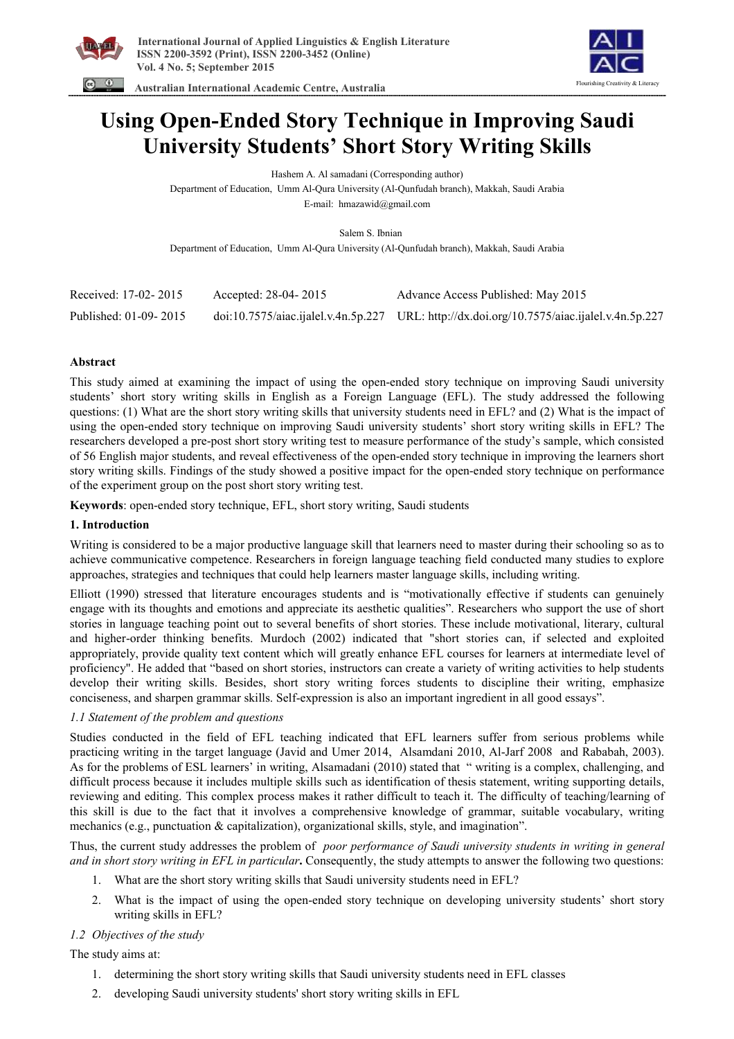# Using Open-Ended Story Technique in Improving Saudi University Students' Short Story Writing Skills

Hashem A. Al samadani (Corresponding author)

Department of Education, Umm Al-Qura University (Al-Qunfudah branch), Makkah, Saudi Arabia

E-mail: hmazawid@gmail.com

Salem S. Ibnian

Department of Education, Umm Al-Qura University (Al-Qunfudah branch), Makkah, Saudi Arabia

| Received: 17-02- 2015 | Accepted: 28-04- 2015 | Advance Access Published: May 2015 |
|---|---|---|
| Published: 01-09- 2015 | doi:10.7575/aiac.ijalel.v.4n.5p.227 | URL: http://dx.doi.org/10.7575/aiac.ijalel.v.4n.5p.227 |

**Abstract**

This study aimed at examining the impact of using the open-ended story technique on improving Saudi university students' short story writing skills in English as a Foreign Language (EFL). The study addressed the following questions: (1) What are the short story writing skills that university students need in EFL? and (2) What is the impact of using the open-ended story technique on improving Saudi university students' short story writing skills in EFL? The researchers developed a pre-post short story writing test to measure performance of the study's sample, which consisted of 56 English major students, and reveal effectiveness of the open-ended story technique in improving the learners short story writing skills. Findings of the study showed a positive impact for the open-ended story technique on performance of the experiment group on the post short story writing test.

**Keywords**: open-ended story technique, EFL, short story writing, Saudi students

## 1. Introduction

Writing is considered to be a major productive language skill that learners need to master during their schooling so as to achieve communicative competence. Researchers in foreign language teaching field conducted many studies to explore approaches, strategies and techniques that could help learners master language skills, including writing.

Elliott (1990) stressed that literature encourages students and is "motivationally effective if students can genuinely engage with its thoughts and emotions and appreciate its aesthetic qualities". Researchers who support the use of short stories in language teaching point out to several benefits of short stories. These include motivational, literary, cultural and higher-order thinking benefits. Murdoch (2002) indicated that "short stories can, if selected and exploited appropriately, provide quality text content which will greatly enhance EFL courses for learners at intermediate level of proficiency". He added that "based on short stories, instructors can create a variety of writing activities to help students develop their writing skills. Besides, short story writing forces students to discipline their writing, emphasize conciseness, and sharpen grammar skills. Self-expression is also an important ingredient in all good essays".

### *1.1 Statement of the problem and questions*

Studies conducted in the field of EFL teaching indicated that EFL learners suffer from serious problems while practicing writing in the target language (Javid and Umer 2014, Alsamdani 2010, Al-Jarf 2008 and Rababah, 2003). As for the problems of ESL learners' in writing, Alsamadani (2010) stated that " writing is a complex, challenging, and difficult process because it includes multiple skills such as identification of thesis statement, writing supporting details, reviewing and editing. This complex process makes it rather difficult to teach it. The difficulty of teaching/learning of this skill is due to the fact that it involves a comprehensive knowledge of grammar, suitable vocabulary, writing mechanics (e.g., punctuation & capitalization), organizational skills, style, and imagination".

Thus, the current study addresses the problem of *poor performance of Saudi university students in writing in general and in short story writing in EFL in particular***.** Consequently, the study attempts to answer the following two questions:

1. What are the short story writing skills that Saudi university students need in EFL?
2. What is the impact of using the open-ended story technique on developing university students' short story writing skills in EFL?

### *1.2 Objectives of the study*

The study aims at:

1. determining the short story writing skills that Saudi university students need in EFL classes
2. developing Saudi university students' short story writing skills in EFL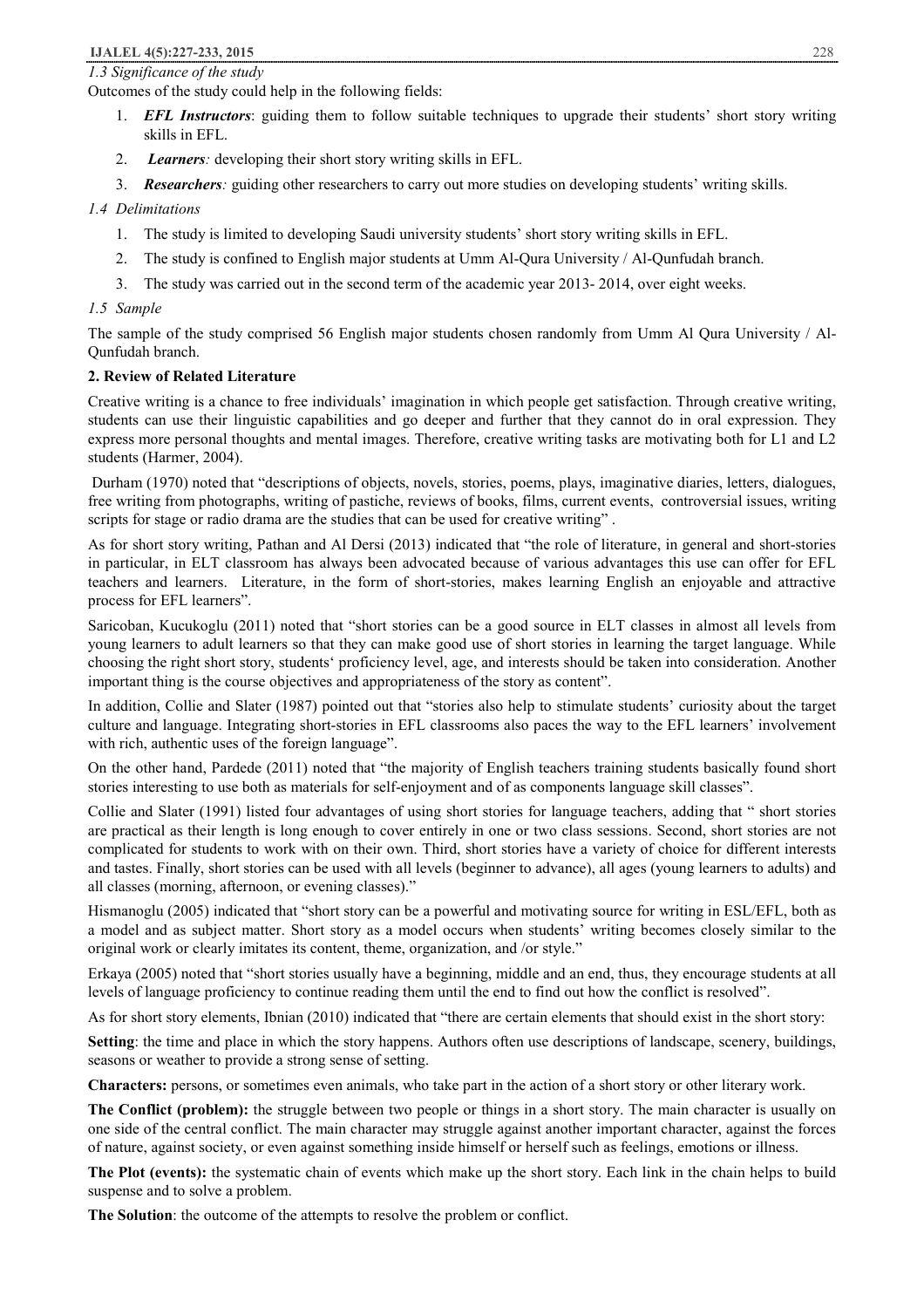### *1.3 Significance of the study*

Outcomes of the study could help in the following fields:

1. ***EFL Instructors***: guiding them to follow suitable techniques to upgrade their students' short story writing skills in EFL.
2. ***Learners****:* developing their short story writing skills in EFL.
3. ***Researchers****:* guiding other researchers to carry out more studies on developing students' writing skills.

### *1.4 Delimitations*

1. The study is limited to developing Saudi university students' short story writing skills in EFL.
2. The study is confined to English major students at Umm Al-Qura University / Al-Qunfudah branch.
3. The study was carried out in the second term of the academic year 2013- 2014, over eight weeks.

### *1.5 Sample*

The sample of the study comprised 56 English major students chosen randomly from Umm Al Qura University / Al-Qunfudah branch.

## 2. Review of Related Literature

Creative writing is a chance to free individuals' imagination in which people get satisfaction. Through creative writing, students can use their linguistic capabilities and go deeper and further that they cannot do in oral expression. They express more personal thoughts and mental images. Therefore, creative writing tasks are motivating both for L1 and L2 students (Harmer, 2004).

Durham (1970) noted that "descriptions of objects, novels, stories, poems, plays, imaginative diaries, letters, dialogues, free writing from photographs, writing of pastiche, reviews of books, films, current events, controversial issues, writing scripts for stage or radio drama are the studies that can be used for creative writing" .

As for short story writing, Pathan and Al Dersi (2013) indicated that "the role of literature, in general and short-stories in particular, in ELT classroom has always been advocated because of various advantages this use can offer for EFL teachers and learners. Literature, in the form of short-stories, makes learning English an enjoyable and attractive process for EFL learners".

Saricoban, Kucukoglu (2011) noted that "short stories can be a good source in ELT classes in almost all levels from young learners to adult learners so that they can make good use of short stories in learning the target language. While choosing the right short story, students' proficiency level, age, and interests should be taken into consideration. Another important thing is the course objectives and appropriateness of the story as content".

In addition, Collie and Slater (1987) pointed out that "stories also help to stimulate students' curiosity about the target culture and language. Integrating short-stories in EFL classrooms also paces the way to the EFL learners' involvement with rich, authentic uses of the foreign language".

On the other hand, Pardede (2011) noted that "the majority of English teachers training students basically found short stories interesting to use both as materials for self-enjoyment and of as components language skill classes".

Collie and Slater (1991) listed four advantages of using short stories for language teachers, adding that " short stories are practical as their length is long enough to cover entirely in one or two class sessions. Second, short stories are not complicated for students to work with on their own. Third, short stories have a variety of choice for different interests and tastes. Finally, short stories can be used with all levels (beginner to advance), all ages (young learners to adults) and all classes (morning, afternoon, or evening classes)."

Hismanoglu (2005) indicated that "short story can be a powerful and motivating source for writing in ESL/EFL, both as a model and as subject matter. Short story as a model occurs when students' writing becomes closely similar to the original work or clearly imitates its content, theme, organization, and /or style."

Erkaya (2005) noted that "short stories usually have a beginning, middle and an end, thus, they encourage students at all levels of language proficiency to continue reading them until the end to find out how the conflict is resolved".

As for short story elements, Ibnian (2010) indicated that "there are certain elements that should exist in the short story:

**Setting**: the time and place in which the story happens. Authors often use descriptions of landscape, scenery, buildings, seasons or weather to provide a strong sense of setting.

**Characters:** persons, or sometimes even animals, who take part in the action of a short story or other literary work.

**The Conflict (problem):** the struggle between two people or things in a short story. The main character is usually on one side of the central conflict. The main character may struggle against another important character, against the forces of nature, against society, or even against something inside himself or herself such as feelings, emotions or illness.

**The Plot (events):** the systematic chain of events which make up the short story. Each link in the chain helps to build suspense and to solve a problem.

**The Solution**: the outcome of the attempts to resolve the problem or conflict.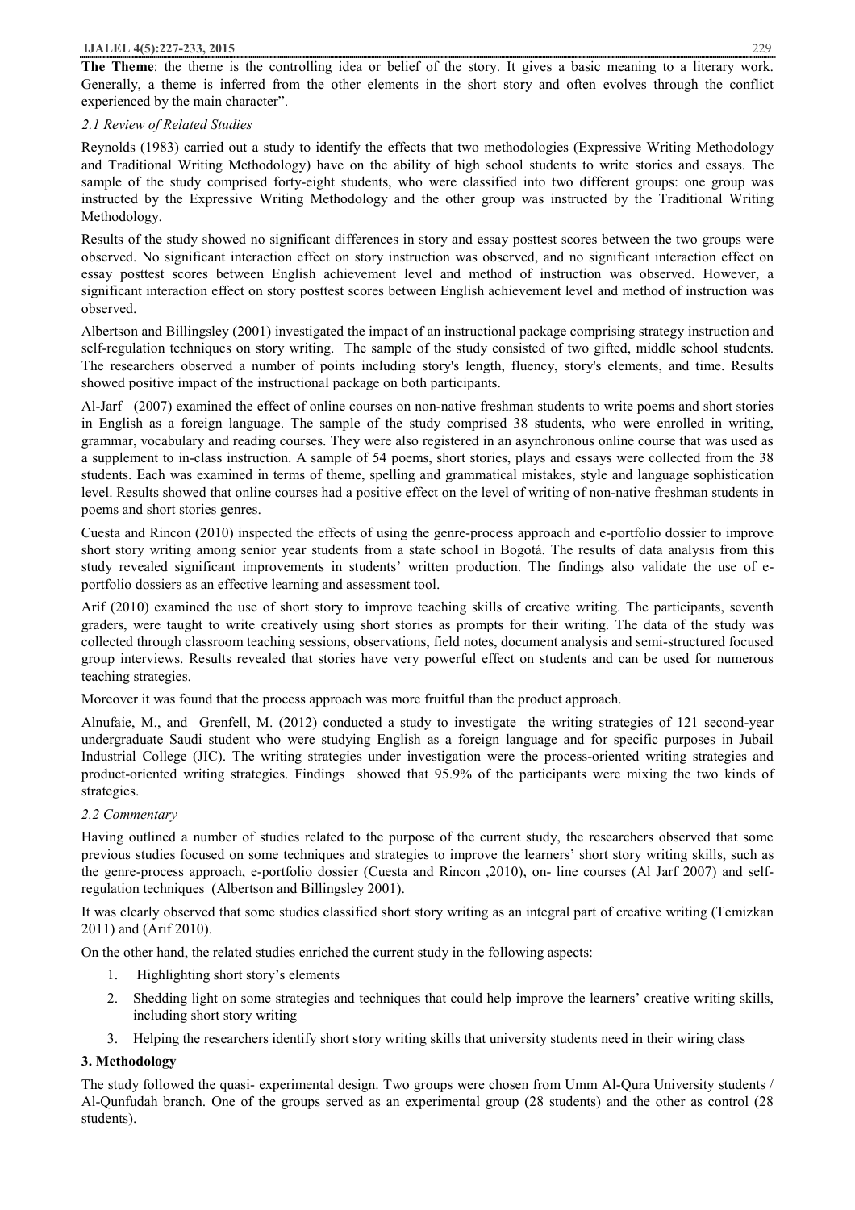**The Theme**: the theme is the controlling idea or belief of the story. It gives a basic meaning to a literary work. Generally, a theme is inferred from the other elements in the short story and often evolves through the conflict experienced by the main character".

### *2.1 Review of Related Studies*

Reynolds (1983) carried out a study to identify the effects that two methodologies (Expressive Writing Methodology and Traditional Writing Methodology) have on the ability of high school students to write stories and essays. The sample of the study comprised forty-eight students, who were classified into two different groups: one group was instructed by the Expressive Writing Methodology and the other group was instructed by the Traditional Writing Methodology.

Results of the study showed no significant differences in story and essay posttest scores between the two groups were observed. No significant interaction effect on story instruction was observed, and no significant interaction effect on essay posttest scores between English achievement level and method of instruction was observed. However, a significant interaction effect on story posttest scores between English achievement level and method of instruction was observed.

Albertson and Billingsley (2001) investigated the impact of an instructional package comprising strategy instruction and self-regulation techniques on story writing. The sample of the study consisted of two gifted, middle school students. The researchers observed a number of points including story's length, fluency, story's elements, and time. Results showed positive impact of the instructional package on both participants.

Al-Jarf (2007) examined the effect of online courses on non-native freshman students to write poems and short stories in English as a foreign language. The sample of the study comprised 38 students, who were enrolled in writing, grammar, vocabulary and reading courses. They were also registered in an asynchronous online course that was used as a supplement to in-class instruction. A sample of 54 poems, short stories, plays and essays were collected from the 38 students. Each was examined in terms of theme, spelling and grammatical mistakes, style and language sophistication level. Results showed that online courses had a positive effect on the level of writing of non-native freshman students in poems and short stories genres.

Cuesta and Rincon (2010) inspected the effects of using the genre-process approach and e-portfolio dossier to improve short story writing among senior year students from a state school in Bogotá. The results of data analysis from this study revealed significant improvements in students' written production. The findings also validate the use of e-portfolio dossiers as an effective learning and assessment tool.

Arif (2010) examined the use of short story to improve teaching skills of creative writing. The participants, seventh graders, were taught to write creatively using short stories as prompts for their writing. The data of the study was collected through classroom teaching sessions, observations, field notes, document analysis and semi-structured focused group interviews. Results revealed that stories have very powerful effect on students and can be used for numerous teaching strategies.

Moreover it was found that the process approach was more fruitful than the product approach.

Alnufaie, M., and Grenfell, M. (2012) conducted a study to investigate the writing strategies of 121 second-year undergraduate Saudi student who were studying English as a foreign language and for specific purposes in Jubail Industrial College (JIC). The writing strategies under investigation were the process-oriented writing strategies and product-oriented writing strategies. Findings showed that 95.9% of the participants were mixing the two kinds of strategies.

### *2.2 Commentary*

Having outlined a number of studies related to the purpose of the current study, the researchers observed that some previous studies focused on some techniques and strategies to improve the learners' short story writing skills, such as the genre-process approach, e-portfolio dossier (Cuesta and Rincon ,2010), on- line courses (Al Jarf 2007) and self-regulation techniques (Albertson and Billingsley 2001).

It was clearly observed that some studies classified short story writing as an integral part of creative writing (Temizkan 2011) and (Arif 2010).

On the other hand, the related studies enriched the current study in the following aspects:

1. Highlighting short story's elements
2. Shedding light on some strategies and techniques that could help improve the learners' creative writing skills, including short story writing
3. Helping the researchers identify short story writing skills that university students need in their wiring class

## 3. Methodology

The study followed the quasi- experimental design. Two groups were chosen from Umm Al-Qura University students / Al-Qunfudah branch. One of the groups served as an experimental group (28 students) and the other as control (28 students).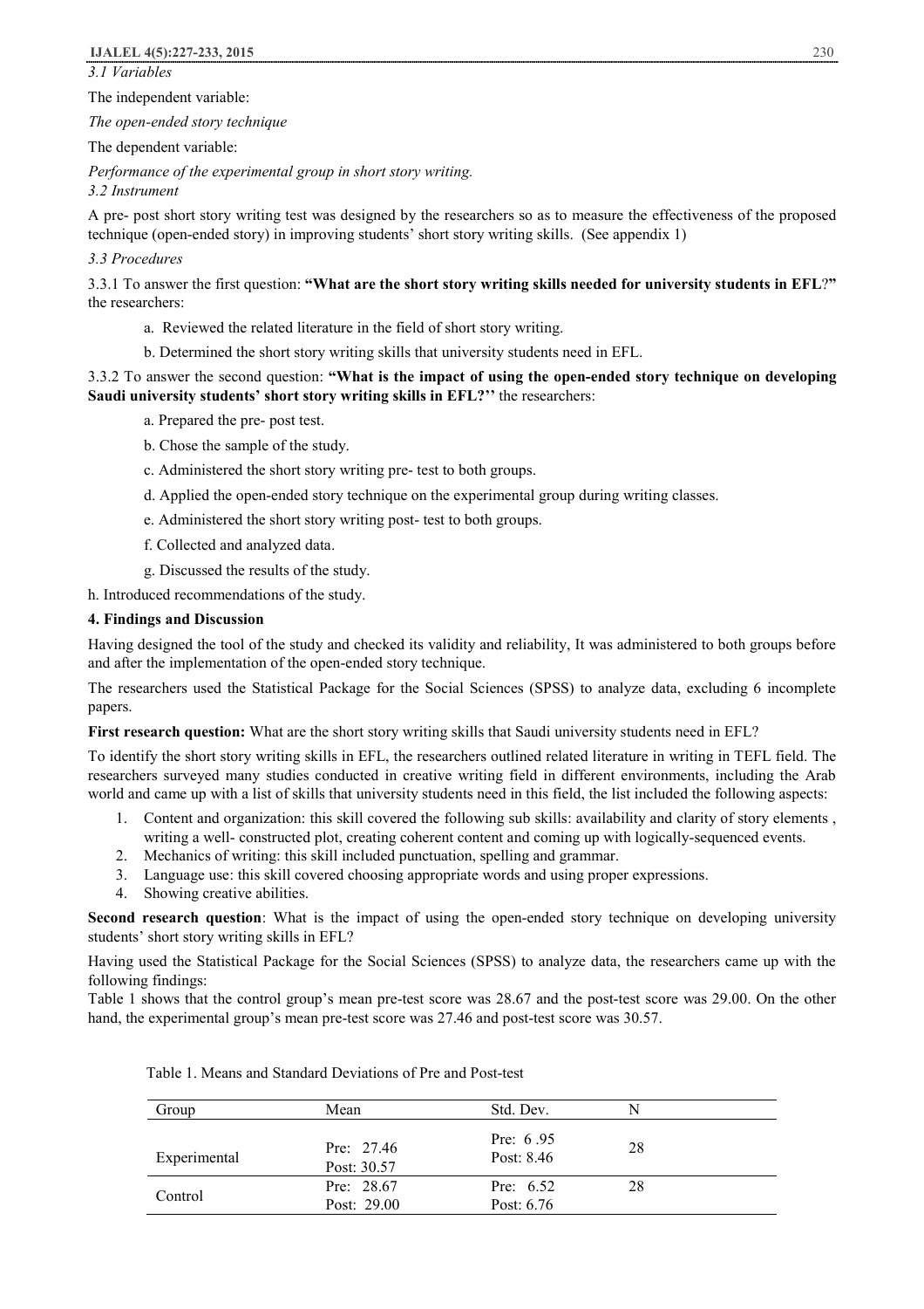*3.1 Variables*

The independent variable:

*The open-ended story technique*

The dependent variable:

*Performance of the experimental group in short story writing.*

*3.2 Instrument*

A pre- post short story writing test was designed by the researchers so as to measure the effectiveness of the proposed technique (open-ended story) in improving students' short story writing skills. (See appendix 1)

*3.3 Procedures*

3.3.1 To answer the first question: **"What are the short story writing skills needed for university students in EFL?"** the researchers:

a. Reviewed the related literature in the field of short story writing.

b. Determined the short story writing skills that university students need in EFL.

3.3.2 To answer the second question: **"What is the impact of using the open-ended story technique on developing Saudi university students' short story writing skills in EFL?''** the researchers:

a. Prepared the pre- post test.

b. Chose the sample of the study.

c. Administered the short story writing pre- test to both groups.

d. Applied the open-ended story technique on the experimental group during writing classes.

e. Administered the short story writing post- test to both groups.

f. Collected and analyzed data.

g. Discussed the results of the study.

h. Introduced recommendations of the study.

## 4. Findings and Discussion

Having designed the tool of the study and checked its validity and reliability, It was administered to both groups before and after the implementation of the open-ended story technique.

The researchers used the Statistical Package for the Social Sciences (SPSS) to analyze data, excluding 6 incomplete papers.

**First research question:** What are the short story writing skills that Saudi university students need in EFL?

To identify the short story writing skills in EFL, the researchers outlined related literature in writing in TEFL field. The researchers surveyed many studies conducted in creative writing field in different environments, including the Arab world and came up with a list of skills that university students need in this field, the list included the following aspects:

1. Content and organization: this skill covered the following sub skills: availability and clarity of story elements , writing a well- constructed plot, creating coherent content and coming up with logically-sequenced events.
2. Mechanics of writing: this skill included punctuation, spelling and grammar.
3. Language use: this skill covered choosing appropriate words and using proper expressions.
4. Showing creative abilities.

**Second research question**: What is the impact of using the open-ended story technique on developing university students' short story writing skills in EFL?

Having used the Statistical Package for the Social Sciences (SPSS) to analyze data, the researchers came up with the following findings:

Table 1 shows that the control group's mean pre-test score was 28.67 and the post-test score was 29.00. On the other hand, the experimental group's mean pre-test score was 27.46 and post-test score was 30.57.

Table 1. Means and Standard Deviations of Pre and Post-test

| Group | Mean | Std. Dev. | N |
|---|---|---|---|
| Experimental | Pre: 27.46<br>Post: 30.57 | Pre: 6 .95<br>Post: 8.46 | 28 |
| Control | Pre: 28.67<br>Post: 29.00 | Pre: 6.52<br>Post: 6.76 | 28 |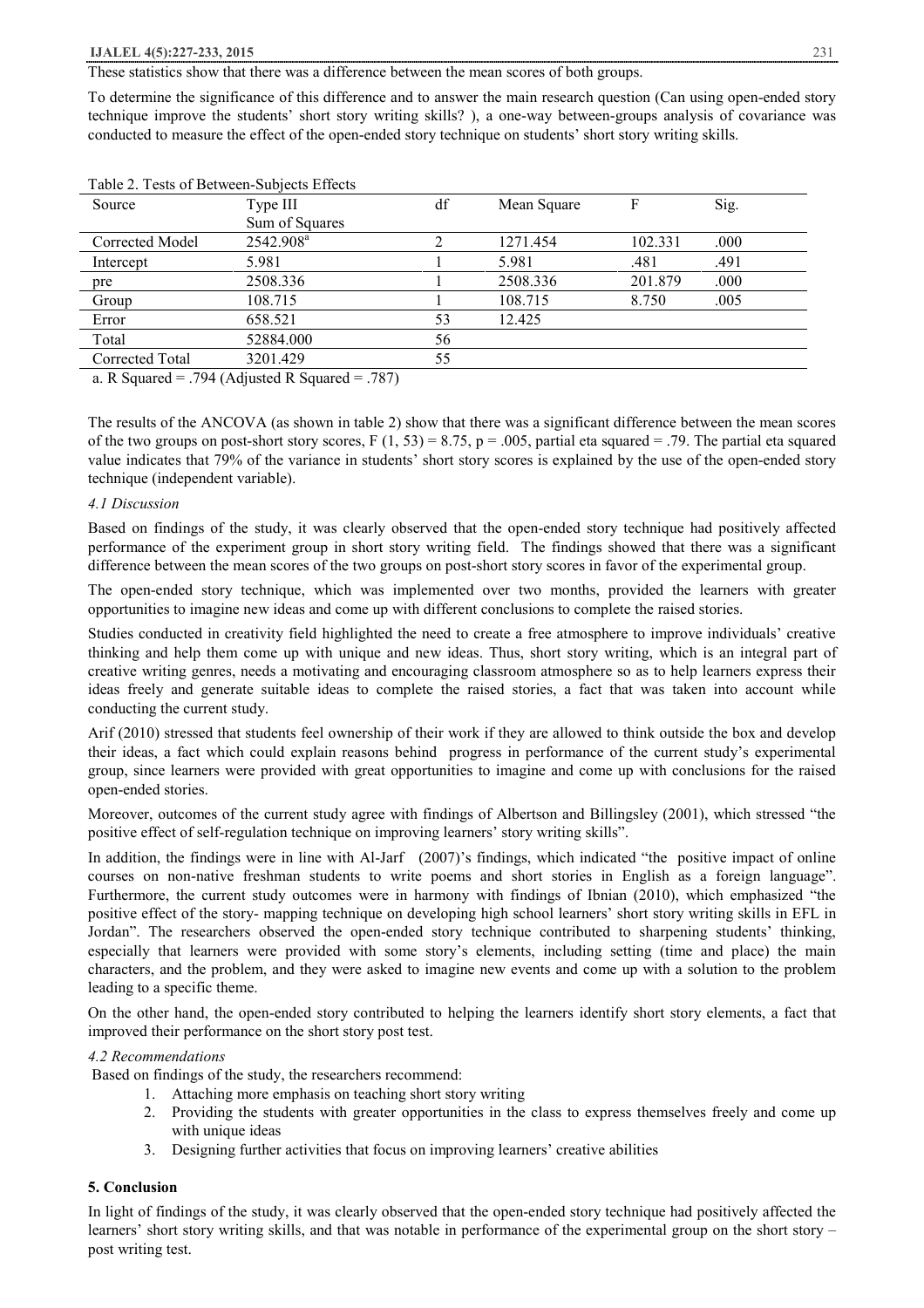These statistics show that there was a difference between the mean scores of both groups.

To determine the significance of this difference and to answer the main research question (Can using open-ended story technique improve the students' short story writing skills? ), a one-way between-groups analysis of covariance was conducted to measure the effect of the open-ended story technique on students' short story writing skills.

Table 2. Tests of Between-Subjects Effects

| Source | Type III Sum of Squares | df | Mean Square | F | Sig. |
|---|---|---|---|---|---|
| Corrected Model | 2542.908[a] | 2 | 1271.454 | 102.331 | .000 |
| Intercept | 5.981 | 1 | 5.981 | .481 | .491 |
| pre | 2508.336 | 1 | 2508.336 | 201.879 | .000 |
| Group | 108.715 | 1 | 108.715 | 8.750 | .005 |
| Error | 658.521 | 53 | 12.425 | | |
| Total | 52884.000 | 56 | | | |
| Corrected Total | 3201.429 | 55 | | | |

a. R Squared = .794 (Adjusted R Squared = .787)

The results of the ANCOVA (as shown in table 2) show that there was a significant difference between the mean scores of the two groups on post-short story scores, $F (1, 53) = 8.75$, $p = .005$, partial eta squared = .79. The partial eta squared value indicates that 79% of the variance in students' short story scores is explained by the use of the open-ended story technique (independent variable).

### *4.1 Discussion*

Based on findings of the study, it was clearly observed that the open-ended story technique had positively affected performance of the experiment group in short story writing field. The findings showed that there was a significant difference between the mean scores of the two groups on post-short story scores in favor of the experimental group.

The open-ended story technique, which was implemented over two months, provided the learners with greater opportunities to imagine new ideas and come up with different conclusions to complete the raised stories.

Studies conducted in creativity field highlighted the need to create a free atmosphere to improve individuals' creative thinking and help them come up with unique and new ideas. Thus, short story writing, which is an integral part of creative writing genres, needs a motivating and encouraging classroom atmosphere so as to help learners express their ideas freely and generate suitable ideas to complete the raised stories, a fact that was taken into account while conducting the current study.

Arif (2010) stressed that students feel ownership of their work if they are allowed to think outside the box and develop their ideas, a fact which could explain reasons behind progress in performance of the current study's experimental group, since learners were provided with great opportunities to imagine and come up with conclusions for the raised open-ended stories.

Moreover, outcomes of the current study agree with findings of Albertson and Billingsley (2001), which stressed "the positive effect of self-regulation technique on improving learners' story writing skills".

In addition, the findings were in line with Al-Jarf (2007)'s findings, which indicated "the positive impact of online courses on non-native freshman students to write poems and short stories in English as a foreign language". Furthermore, the current study outcomes were in harmony with findings of Ibnian (2010), which emphasized "the positive effect of the story- mapping technique on developing high school learners' short story writing skills in EFL in Jordan". The researchers observed the open-ended story technique contributed to sharpening students' thinking, especially that learners were provided with some story's elements, including setting (time and place) the main characters, and the problem, and they were asked to imagine new events and come up with a solution to the problem leading to a specific theme.

On the other hand, the open-ended story contributed to helping the learners identify short story elements, a fact that improved their performance on the short story post test.

### *4.2 Recommendations*

Based on findings of the study, the researchers recommend:

1. Attaching more emphasis on teaching short story writing
2. Providing the students with greater opportunities in the class to express themselves freely and come up with unique ideas
3. Designing further activities that focus on improving learners' creative abilities

## 5. Conclusion

In light of findings of the study, it was clearly observed that the open-ended story technique had positively affected the learners' short story writing skills, and that was notable in performance of the experimental group on the short story – post writing test.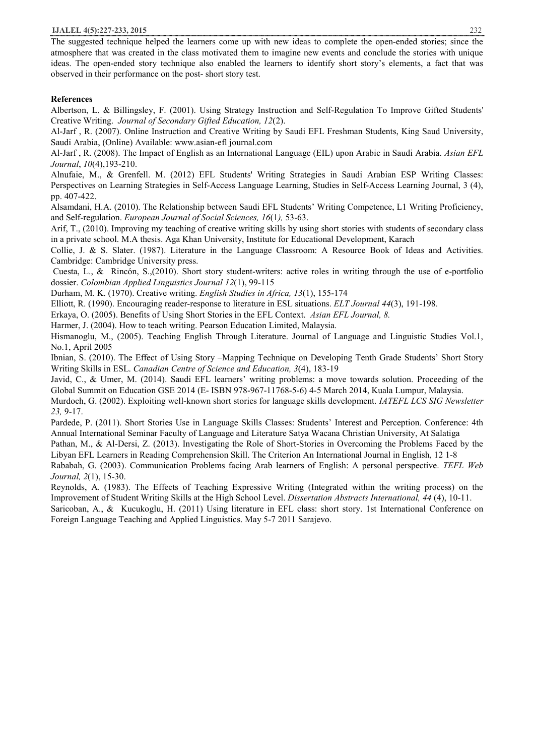The suggested technique helped the learners come up with new ideas to complete the open-ended stories; since the atmosphere that was created in the class motivated them to imagine new events and conclude the stories with unique ideas. The open-ended story technique also enabled the learners to identify short story's elements, a fact that was observed in their performance on the post- short story test.

## References

Albertson, L. & Billingsley, F. (2001). Using Strategy Instruction and Self-Regulation To Improve Gifted Students' Creative Writing. *Journal of Secondary Gifted Education, 12*(2).

Al-Jarf , R. (2007). Online Instruction and Creative Writing by Saudi EFL Freshman Students, King Saud University, Saudi Arabia, (Online) Available: www.asian-efl journal.com

Al-Jarf , R. (2008). The Impact of English as an International Language (EIL) upon Arabic in Saudi Arabia. *Asian EFL Journal*, *10*(4),193-210.

Alnufaie, M., & Grenfell. M. (2012) EFL Students' Writing Strategies in Saudi Arabian ESP Writing Classes: Perspectives on Learning Strategies in Self-Access Language Learning, Studies in Self-Access Learning Journal, 3 (4), pp. 407-422.

Alsamdani, H.A. (2010). The Relationship between Saudi EFL Students' Writing Competence, L1 Writing Proficiency, and Self-regulation. *European Journal of Social Sciences, 16*(1*),* 53-63.

Arif, T., (2010). Improving my teaching of creative writing skills by using short stories with students of secondary class in a private school. M.A thesis. Aga Khan University, Institute for Educational Development, Karach

Collie, J. & S. Slater. (1987). Literature in the Language Classroom: A Resource Book of Ideas and Activities. Cambridge: Cambridge University press.

Cuesta, L., & Rincón, S.,(2010). Short story student-writers: active roles in writing through the use of e-portfolio dossier. *Colombian Applied Linguistics Journal 12*(1), 99-115

Durham, M. K. (1970). Creative writing. *English Studies in Africa, 13*(1), 155-174

Elliott, R. (1990). Encouraging reader-response to literature in ESL situations. *ELT Journal 44*(3), 191-198.

Erkaya, O. (2005). Benefits of Using Short Stories in the EFL Context. *Asian EFL Journal, 8.*

Harmer, J. (2004). How to teach writing. Pearson Education Limited, Malaysia.

Hismanoglu, M., (2005). Teaching English Through Literature. Journal of Language and Linguistic Studies Vol.1, No.1, April 2005

Ibnian, S. (2010). The Effect of Using Story –Mapping Technique on Developing Tenth Grade Students' Short Story Writing Skills in ESL. *Canadian Centre of Science and Education, 3*(4), 183-19

Javid, C., & Umer, M. (2014). Saudi EFL learners' writing problems: a move towards solution. Proceeding of the Global Summit on Education GSE 2014 (E- ISBN 978-967-11768-5-6) 4-5 March 2014, Kuala Lumpur, Malaysia.

Murdoch, G. (2002). Exploiting well-known short stories for language skills development. *IATEFL LCS SIG Newsletter 23,* 9-17.

Pardede, P. (2011). Short Stories Use in Language Skills Classes: Students' Interest and Perception. Conference: 4th Annual International Seminar Faculty of Language and Literature Satya Wacana Christian University, At Salatiga

Pathan, M., & Al-Dersi, Z. (2013). Investigating the Role of Short-Stories in Overcoming the Problems Faced by the Libyan EFL Learners in Reading Comprehension Skill. The Criterion An International Journal in English, 12 1-8

Rababah, G. (2003). Communication Problems facing Arab learners of English: A personal perspective. *TEFL Web Journal, 2*(1), 15-30.

Reynolds, A. (1983). The Effects of Teaching Expressive Writing (Integrated within the writing process) on the Improvement of Student Writing Skills at the High School Level. *Dissertation Abstracts International, 44* (4), 10-11.

Saricoban, A., & Kucukoglu, H. (2011) Using literature in EFL class: short story. 1st International Conference on Foreign Language Teaching and Applied Linguistics. May 5-7 2011 Sarajevo.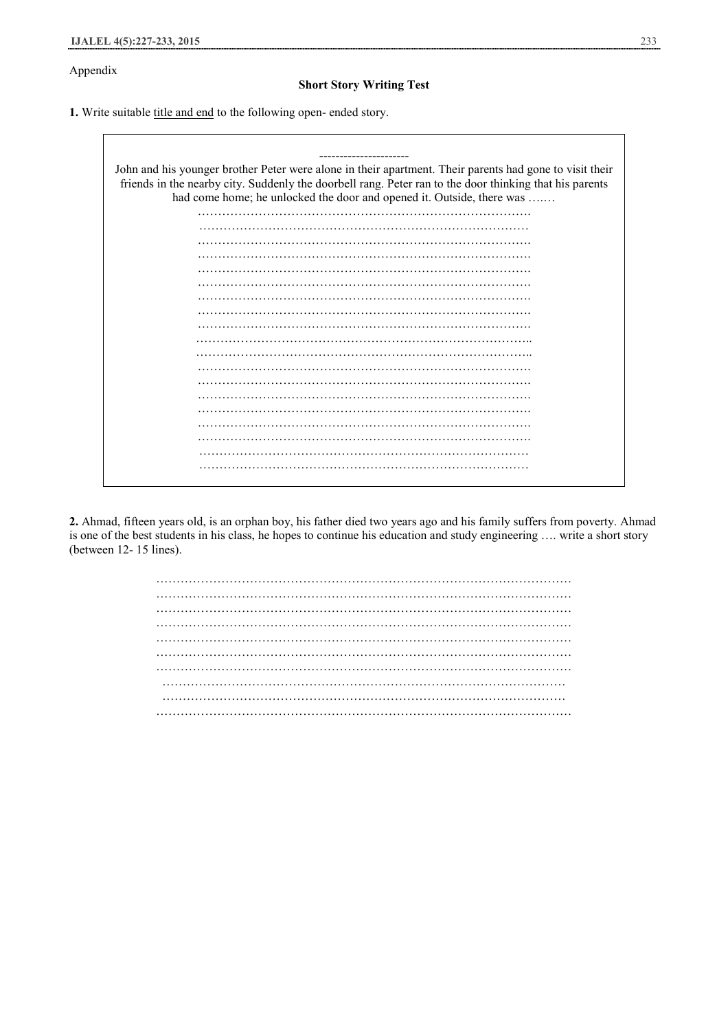Appendix

**Short Story Writing Test**

**1.** Write suitable <u>title and end</u> to the following open- ended story.

---------------------

John and his younger brother Peter were alone in their apartment. Their parents had gone to visit their friends in the nearby city. Suddenly the doorbell rang. Peter ran to the door thinking that his parents had come home; he unlocked the door and opened it. Outside, there was ….…

…………………………………………………………………………
…………………………………………………………………………
…………………………………………………………………………
…………………………………………………………………………
…………………………………………………………………………
…………………………………………………………………………
…………………………………………………………………………
…………………………………………………………………………
…………………………………………………………………………
…………………………………………………………………………
…………………………………………………………………………
…………………………………………………………………………
…………………………………………………………………………
…………………………………………………………………………
…………………………………………………………………………
…………………………………………………………………………
…………………………………………………………………………
…………………………………………………………………………
…………………………………………………………………………

**2.** Ahmad, fifteen years old, is an orphan boy, his father died two years ago and his family suffers from poverty. Ahmad is one of the best students in his class, he hopes to continue his education and study engineering …. write a short story (between 12- 15 lines).

…………………………………………………………………………………………
…………………………………………………………………………………………
…………………………………………………………………………………………
…………………………………………………………………………………………
…………………………………………………………………………………………
…………………………………………………………………………………………
…………………………………………………………………………………………
…………………………………………………………………………………………
…………………………………………………………………………………………
…………………………………………………………………………………………